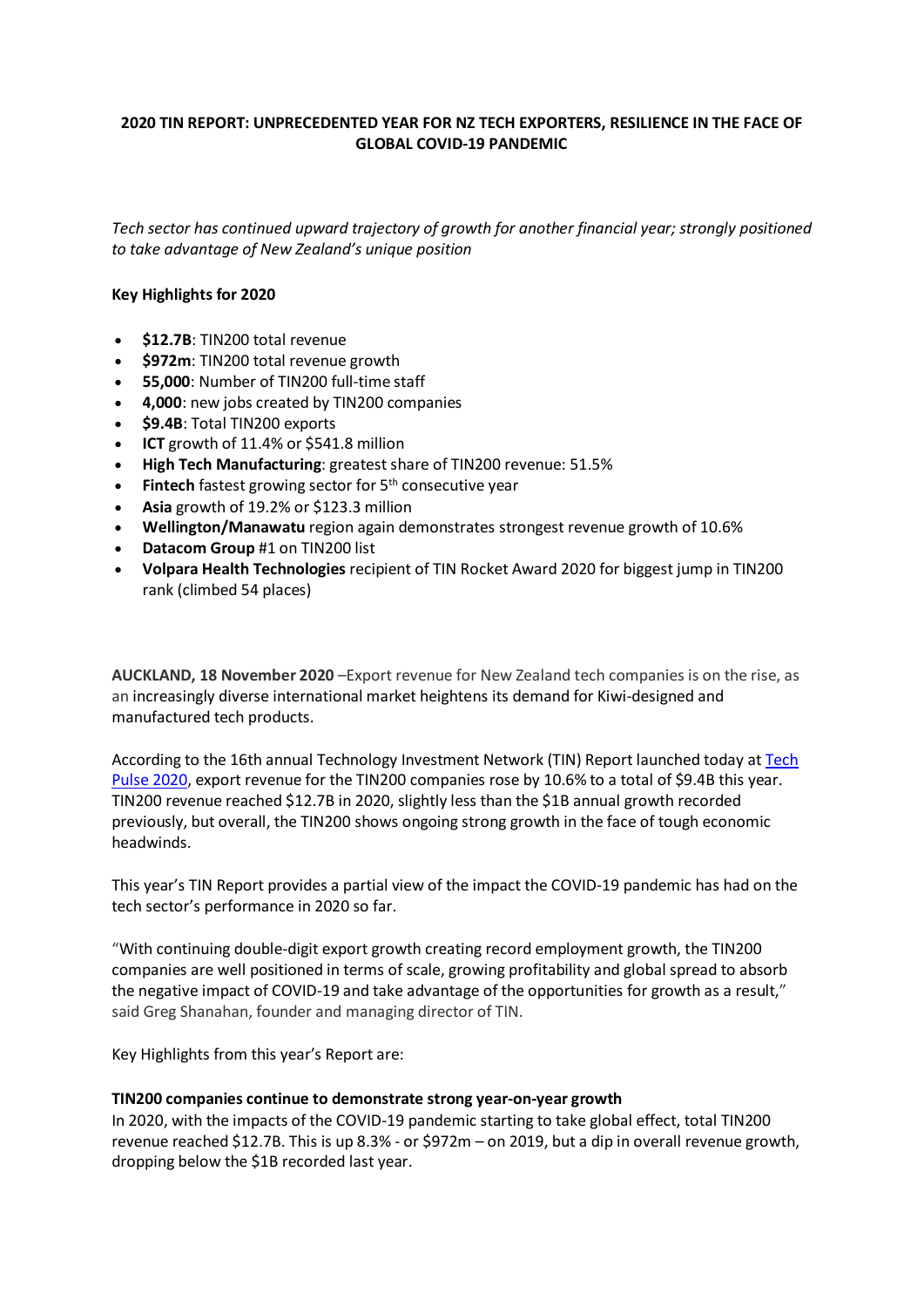**2020 TIN REPORT: UNPRECEDENTED YEAR FOR NZ TECH EXPORTERS, RESILIENCE IN THE FACE OF GLOBAL COVID-19 PANDEMIC**

*Tech sector has continued upward trajectory of growth for another financial year; strongly positioned to take advantage of New Zealand's unique position*

**Key Highlights for 2020**

- **$12.7B**: TIN200 total revenue
- **$972m**: TIN200 total revenue growth
- **55,000**: Number of TIN200 full-time staff
- **4,000**: new jobs created by TIN200 companies
- **$9.4B**: Total TIN200 exports
- **ICT** growth of 11.4% or $541.8 million
- **High Tech Manufacturing**: greatest share of TIN200 revenue: 51.5%
- **Fintech** fastest growing sector for 5th consecutive year
- **Asia** growth of 19.2% or $123.3 million
- **Wellington/Manawatu** region again demonstrates strongest revenue growth of 10.6%
- **Datacom Group** #1 on TIN200 list
- **Volpara Health Technologies** recipient of TIN Rocket Award 2020 for biggest jump in TIN200 rank (climbed 54 places)

**AUCKLAND, 18 November 2020** –Export revenue for New Zealand tech companies is on the rise, as an increasingly diverse international market heightens its demand for Kiwi-designed and manufactured tech products.

According to the 16th annual Technology Investment Network (TIN) Report launched today at [Tech Pulse 2020](), export revenue for the TIN200 companies rose by 10.6% to a total of $9.4B this year. TIN200 revenue reached $12.7B in 2020, slightly less than the $1B annual growth recorded previously, but overall, the TIN200 shows ongoing strong growth in the face of tough economic headwinds.

This year's TIN Report provides a partial view of the impact the COVID-19 pandemic has had on the tech sector's performance in 2020 so far.

"With continuing double-digit export growth creating record employment growth, the TIN200 companies are well positioned in terms of scale, growing profitability and global spread to absorb the negative impact of COVID-19 and take advantage of the opportunities for growth as a result," said Greg Shanahan, founder and managing director of TIN.

Key Highlights from this year's Report are:

**TIN200 companies continue to demonstrate strong year-on-year growth**

In 2020, with the impacts of the COVID-19 pandemic starting to take global effect, total TIN200 revenue reached $12.7B. This is up 8.3% - or $972m – on 2019, but a dip in overall revenue growth, dropping below the $1B recorded last year.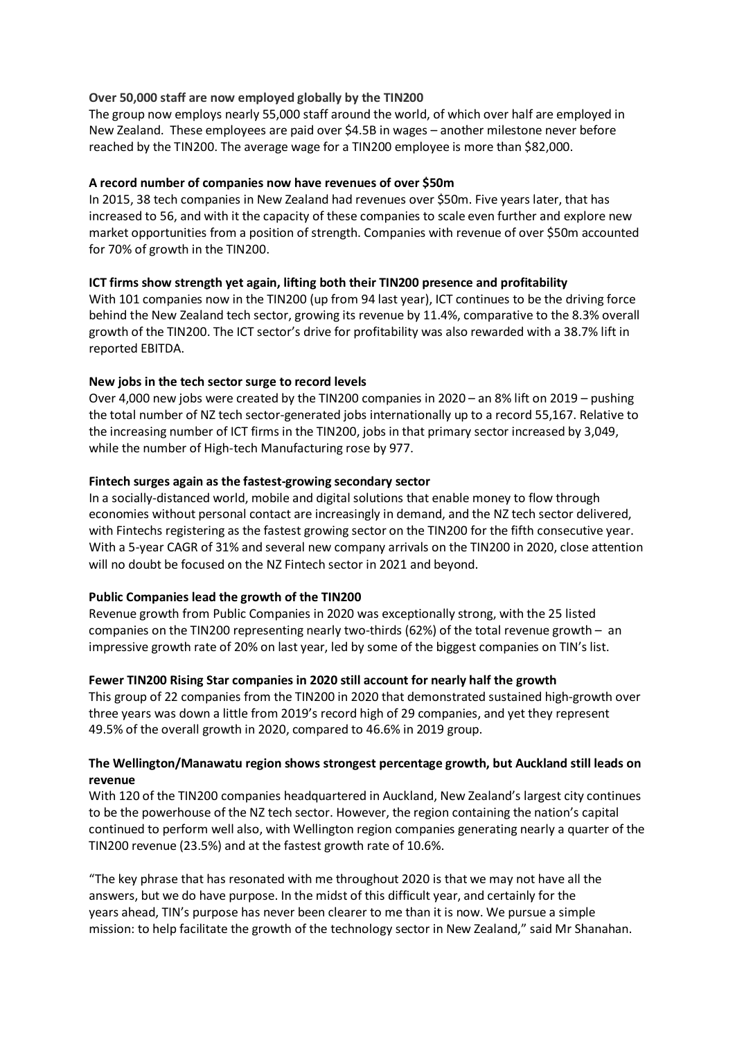**Over 50,000 staff are now employed globally by the TIN200**

The group now employs nearly 55,000 staff around the world, of which over half are employed in New Zealand. These employees are paid over $4.5B in wages – another milestone never before reached by the TIN200. The average wage for a TIN200 employee is more than $82,000.

**A record number of companies now have revenues of over $50m**

In 2015, 38 tech companies in New Zealand had revenues over $50m. Five years later, that has increased to 56, and with it the capacity of these companies to scale even further and explore new market opportunities from a position of strength. Companies with revenue of over $50m accounted for 70% of growth in the TIN200.

**ICT firms show strength yet again, lifting both their TIN200 presence and profitability**

With 101 companies now in the TIN200 (up from 94 last year), ICT continues to be the driving force behind the New Zealand tech sector, growing its revenue by 11.4%, comparative to the 8.3% overall growth of the TIN200. The ICT sector's drive for profitability was also rewarded with a 38.7% lift in reported EBITDA.

**New jobs in the tech sector surge to record levels**

Over 4,000 new jobs were created by the TIN200 companies in 2020 – an 8% lift on 2019 – pushing the total number of NZ tech sector-generated jobs internationally up to a record 55,167. Relative to the increasing number of ICT firms in the TIN200, jobs in that primary sector increased by 3,049, while the number of High-tech Manufacturing rose by 977.

**Fintech surges again as the fastest-growing secondary sector**

In a socially-distanced world, mobile and digital solutions that enable money to flow through economies without personal contact are increasingly in demand, and the NZ tech sector delivered, with Fintechs registering as the fastest growing sector on the TIN200 for the fifth consecutive year. With a 5-year CAGR of 31% and several new company arrivals on the TIN200 in 2020, close attention will no doubt be focused on the NZ Fintech sector in 2021 and beyond.

**Public Companies lead the growth of the TIN200**

Revenue growth from Public Companies in 2020 was exceptionally strong, with the 25 listed companies on the TIN200 representing nearly two-thirds (62%) of the total revenue growth – an impressive growth rate of 20% on last year, led by some of the biggest companies on TIN's list.

**Fewer TIN200 Rising Star companies in 2020 still account for nearly half the growth**

This group of 22 companies from the TIN200 in 2020 that demonstrated sustained high-growth over three years was down a little from 2019's record high of 29 companies, and yet they represent 49.5% of the overall growth in 2020, compared to 46.6% in 2019 group.

**The Wellington/Manawatu region shows strongest percentage growth, but Auckland still leads on revenue**

With 120 of the TIN200 companies headquartered in Auckland, New Zealand's largest city continues to be the powerhouse of the NZ tech sector. However, the region containing the nation's capital continued to perform well also, with Wellington region companies generating nearly a quarter of the TIN200 revenue (23.5%) and at the fastest growth rate of 10.6%.

"The key phrase that has resonated with me throughout 2020 is that we may not have all the answers, but we do have purpose. In the midst of this difficult year, and certainly for the years ahead, TIN's purpose has never been clearer to me than it is now. We pursue a simple mission: to help facilitate the growth of the technology sector in New Zealand," said Mr Shanahan.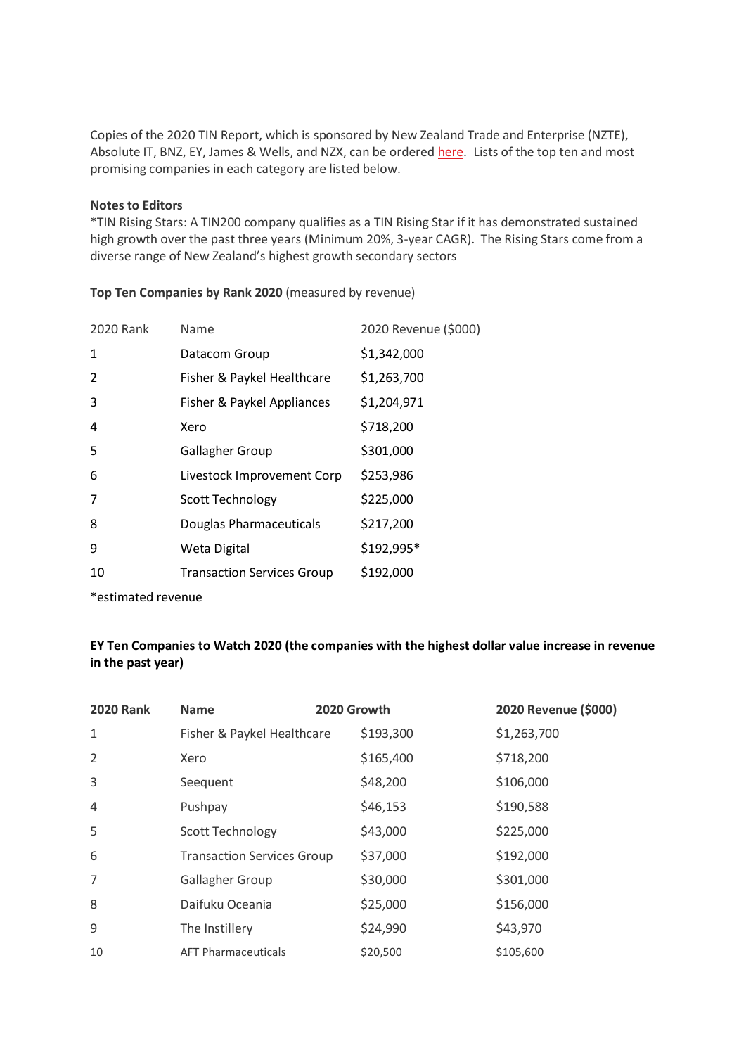Copies of the 2020 TIN Report, which is sponsored by New Zealand Trade and Enterprise (NZTE), Absolute IT, BNZ, EY, James & Wells, and NZX, can be ordered here. Lists of the top ten and most promising companies in each category are listed below.

**Notes to Editors**

*TIN Rising Stars: A TIN200 company qualifies as a TIN Rising Star if it has demonstrated sustained high growth over the past three years (Minimum 20%, 3-year CAGR). The Rising Stars come from a diverse range of New Zealand's highest growth secondary sectors

**Top Ten Companies by Rank 2020** (measured by revenue)

| 2020 Rank | Name | 2020 Revenue ($000) |
|---|---|---|
| 1 | Datacom Group | $1,342,000 |
| 2 | Fisher & Paykel Healthcare | $1,263,700 |
| 3 | Fisher & Paykel Appliances | $1,204,971 |
| 4 | Xero | $718,200 |
| 5 | Gallagher Group | $301,000 |
| 6 | Livestock Improvement Corp | $253,986 |
| 7 | Scott Technology | $225,000 |
| 8 | Douglas Pharmaceuticals | $217,200 |
| 9 | Weta Digital | $192,995* |
| 10 | Transaction Services Group | $192,000 |

*estimated revenue

**EY Ten Companies to Watch 2020 (the companies with the highest dollar value increase in revenue in the past year)**

| 2020 Rank | Name | 2020 Growth | 2020 Revenue ($000) |
|---|---|---|---|
| 1 | Fisher & Paykel Healthcare | $193,300 | $1,263,700 |
| 2 | Xero | $165,400 | $718,200 |
| 3 | Seequent | $48,200 | $106,000 |
| 4 | Pushpay | $46,153 | $190,588 |
| 5 | Scott Technology | $43,000 | $225,000 |
| 6 | Transaction Services Group | $37,000 | $192,000 |
| 7 | Gallagher Group | $30,000 | $301,000 |
| 8 | Daifuku Oceania | $25,000 | $156,000 |
| 9 | The Instillery | $24,990 | $43,970 |
| 10 | AFT Pharmaceuticals | $20,500 | $105,600 |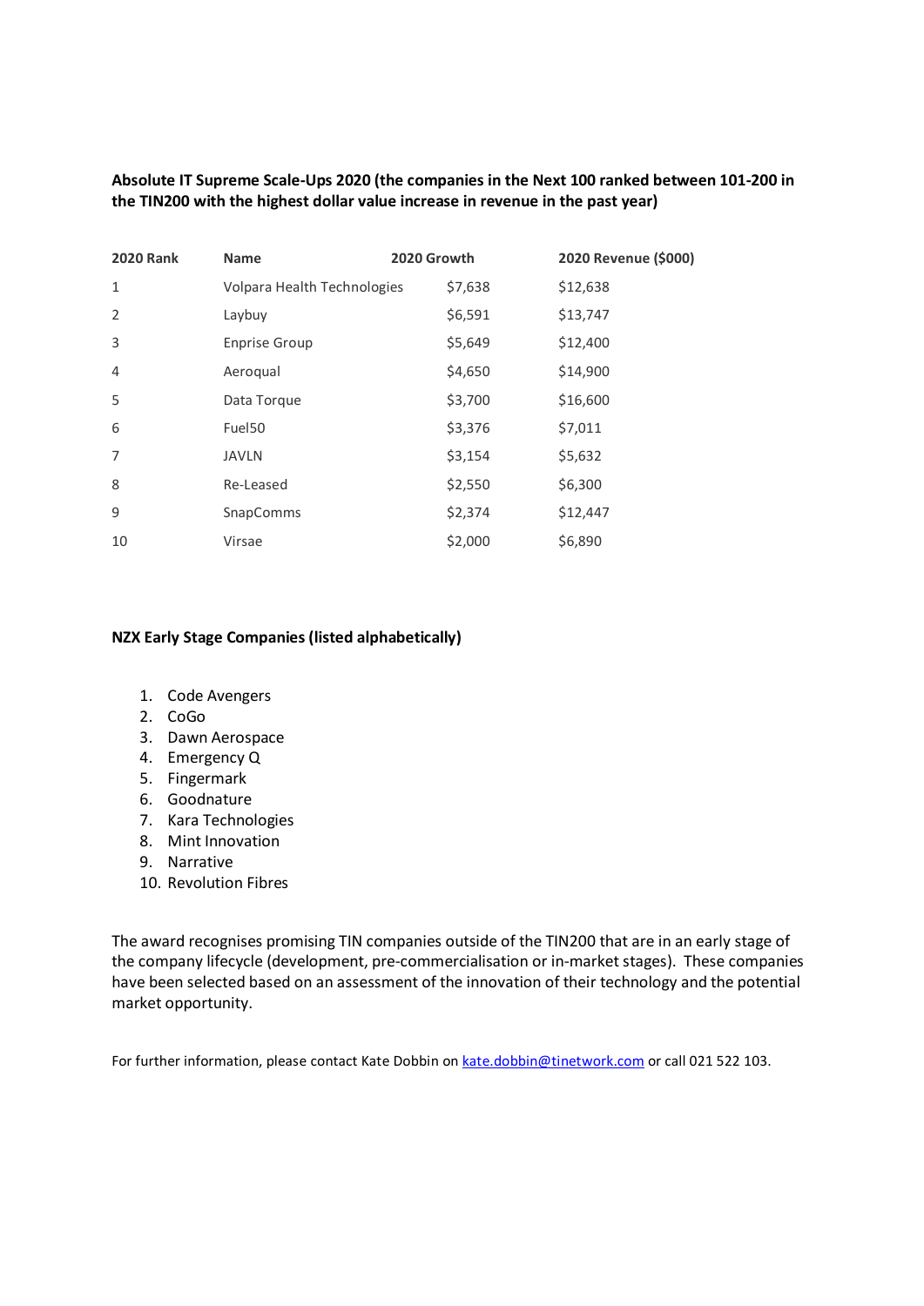**Absolute IT Supreme Scale-Ups 2020 (the companies in the Next 100 ranked between 101-200 in the TIN200 with the highest dollar value increase in revenue in the past year)**

| 2020 Rank | Name | 2020 Growth | 2020 Revenue ($000) |
|---|---|---|---|
| 1 | Volpara Health Technologies | $7,638 | $12,638 |
| 2 | Laybuy | $6,591 | $13,747 |
| 3 | Enprise Group | $5,649 | $12,400 |
| 4 | Aeroqual | $4,650 | $14,900 |
| 5 | Data Torque | $3,700 | $16,600 |
| 6 | Fuel50 | $3,376 | $7,011 |
| 7 | JAVLN | $3,154 | $5,632 |
| 8 | Re-Leased | $2,550 | $6,300 |
| 9 | SnapComms | $2,374 | $12,447 |
| 10 | Virsae | $2,000 | $6,890 |

**NZX Early Stage Companies (listed alphabetically)**

1. Code Avengers
2. CoGo
3. Dawn Aerospace
4. Emergency Q
5. Fingermark
6. Goodnature
7. Kara Technologies
8. Mint Innovation
9. Narrative
10. Revolution Fibres

The award recognises promising TIN companies outside of the TIN200 that are in an early stage of the company lifecycle (development, pre-commercialisation or in-market stages). These companies have been selected based on an assessment of the innovation of their technology and the potential market opportunity.

For further information, please contact Kate Dobbin on kate.dobbin@tinetwork.com or call 021 522 103.